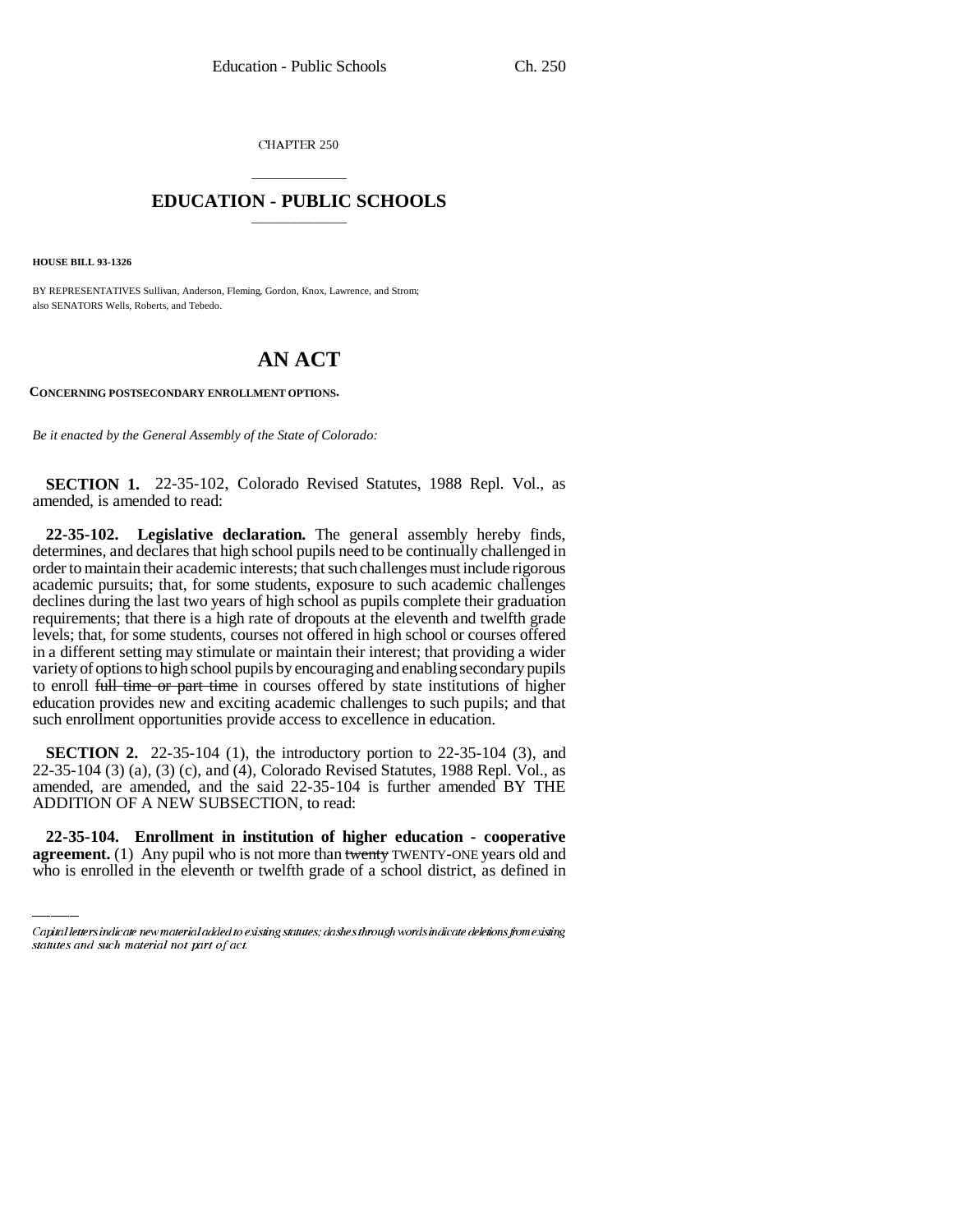CHAPTER 250

# EDUCATION - PUBLIC SCHOOLS

**HOUSE BILL 93-1326**

BY REPRESENTATIVES Sullivan, Anderson, Fleming, Gordon, Knox, Lawrence, and Strom;
also SENATORS Wells, Roberts, and Tebedo.

# AN ACT

**CONCERNING POSTSECONDARY ENROLLMENT OPTIONS.**

*Be it enacted by the General Assembly of the State of Colorado:*

**SECTION 1.** 22-35-102, Colorado Revised Statutes, 1988 Repl. Vol., as amended, is amended to read:

**22-35-102. Legislative declaration.** The general assembly hereby finds, determines, and declares that high school pupils need to be continually challenged in order to maintain their academic interests; that such challenges must include rigorous academic pursuits; that, for some students, exposure to such academic challenges declines during the last two years of high school as pupils complete their graduation requirements; that there is a high rate of dropouts at the eleventh and twelfth grade levels; that, for some students, courses not offered in high school or courses offered in a different setting may stimulate or maintain their interest; that providing a wider variety of options to high school pupils by encouraging and enabling secondary pupils to enroll ~~full time or part time~~ in courses offered by state institutions of higher education provides new and exciting academic challenges to such pupils; and that such enrollment opportunities provide access to excellence in education.

**SECTION 2.** 22-35-104 (1), the introductory portion to 22-35-104 (3), and 22-35-104 (3) (a), (3) (c), and (4), Colorado Revised Statutes, 1988 Repl. Vol., as amended, are amended, and the said 22-35-104 is further amended BY THE ADDITION OF A NEW SUBSECTION, to read:

**22-35-104. Enrollment in institution of higher education - cooperative agreement.** (1) Any pupil who is not more than ~~twenty~~ TWENTY-ONE years old and who is enrolled in the eleventh or twelfth grade of a school district, as defined in

---

*Capital letters indicate new material added to existing statutes; dashes through words indicate deletions from existing statutes and such material not part of act.*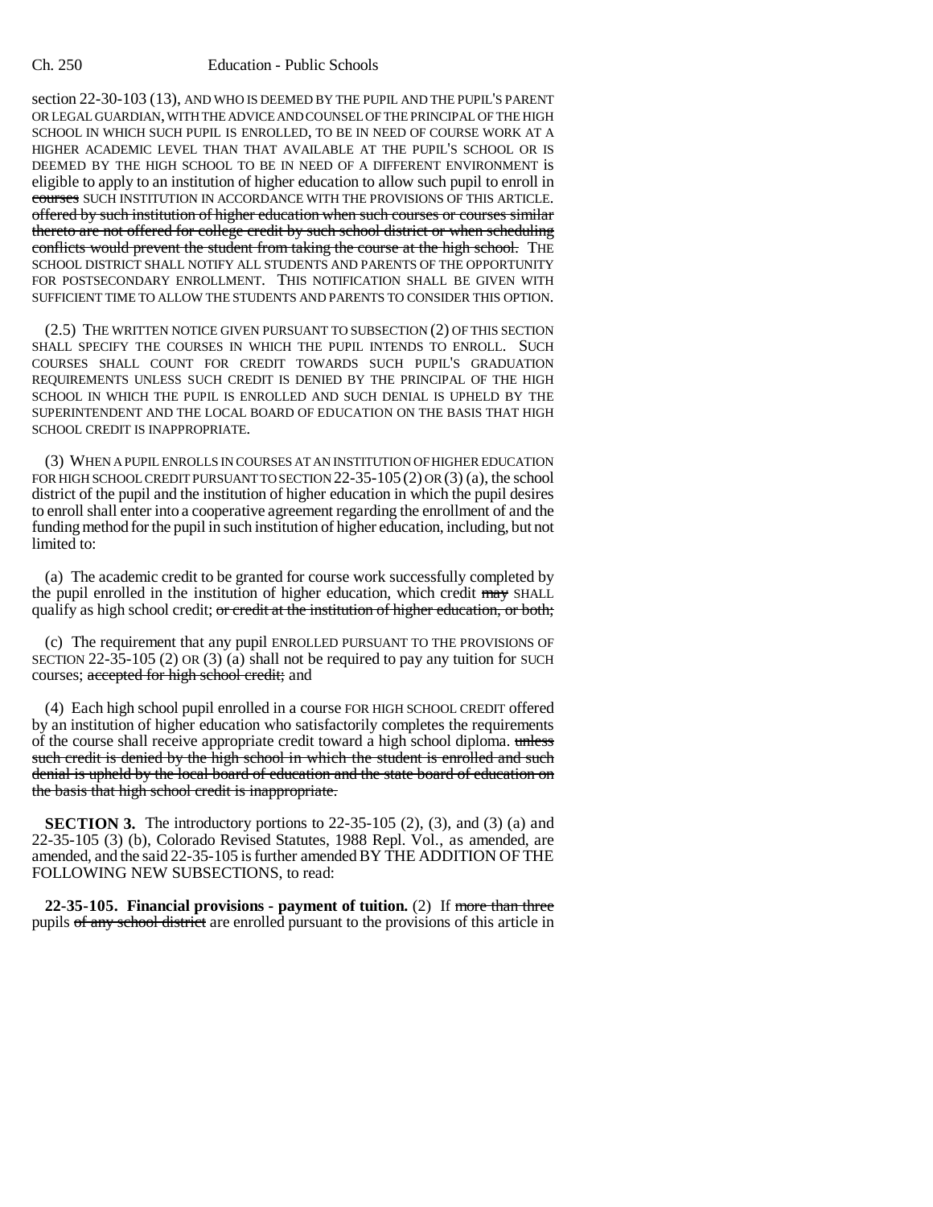section 22-30-103 (13), AND WHO IS DEEMED BY THE PUPIL AND THE PUPIL'S PARENT OR LEGAL GUARDIAN, WITH THE ADVICE AND COUNSEL OF THE PRINCIPAL OF THE HIGH SCHOOL IN WHICH SUCH PUPIL IS ENROLLED, TO BE IN NEED OF COURSE WORK AT A HIGHER ACADEMIC LEVEL THAN THAT AVAILABLE AT THE PUPIL'S SCHOOL OR IS DEEMED BY THE HIGH SCHOOL TO BE IN NEED OF A DIFFERENT ENVIRONMENT is eligible to apply to an institution of higher education to allow such pupil to enroll in ~~courses~~ SUCH INSTITUTION IN ACCORDANCE WITH THE PROVISIONS OF THIS ARTICLE. ~~offered by such institution of higher education when such courses or courses similar thereto are not offered for college credit by such school district or when scheduling conflicts would prevent the student from taking the course at the high school.~~ THE SCHOOL DISTRICT SHALL NOTIFY ALL STUDENTS AND PARENTS OF THE OPPORTUNITY FOR POSTSECONDARY ENROLLMENT. THIS NOTIFICATION SHALL BE GIVEN WITH SUFFICIENT TIME TO ALLOW THE STUDENTS AND PARENTS TO CONSIDER THIS OPTION.

(2.5) THE WRITTEN NOTICE GIVEN PURSUANT TO SUBSECTION (2) OF THIS SECTION SHALL SPECIFY THE COURSES IN WHICH THE PUPIL INTENDS TO ENROLL. SUCH COURSES SHALL COUNT FOR CREDIT TOWARDS SUCH PUPIL'S GRADUATION REQUIREMENTS UNLESS SUCH CREDIT IS DENIED BY THE PRINCIPAL OF THE HIGH SCHOOL IN WHICH THE PUPIL IS ENROLLED AND SUCH DENIAL IS UPHELD BY THE SUPERINTENDENT AND THE LOCAL BOARD OF EDUCATION ON THE BASIS THAT HIGH SCHOOL CREDIT IS INAPPROPRIATE.

(3) WHEN A PUPIL ENROLLS IN COURSES AT AN INSTITUTION OF HIGHER EDUCATION FOR HIGH SCHOOL CREDIT PURSUANT TO SECTION 22-35-105 (2) OR (3) (a), the school district of the pupil and the institution of higher education in which the pupil desires to enroll shall enter into a cooperative agreement regarding the enrollment of and the funding method for the pupil in such institution of higher education, including, but not limited to:

(a) The academic credit to be granted for course work successfully completed by the pupil enrolled in the institution of higher education, which credit ~~may~~ SHALL qualify as high school credit; ~~or credit at the institution of higher education, or both;~~

(c) The requirement that any pupil ENROLLED PURSUANT TO THE PROVISIONS OF SECTION 22-35-105 (2) OR (3) (a) shall not be required to pay any tuition for SUCH courses; ~~accepted for high school credit;~~ and

(4) Each high school pupil enrolled in a course FOR HIGH SCHOOL CREDIT offered by an institution of higher education who satisfactorily completes the requirements of the course shall receive appropriate credit toward a high school diploma. ~~unless such credit is denied by the high school in which the student is enrolled and such denial is upheld by the local board of education and the state board of education on the basis that high school credit is inappropriate.~~

**SECTION 3.** The introductory portions to 22-35-105 (2), (3), and (3) (a) and 22-35-105 (3) (b), Colorado Revised Statutes, 1988 Repl. Vol., as amended, are amended, and the said 22-35-105 is further amended BY THE ADDITION OF THE FOLLOWING NEW SUBSECTIONS, to read:

**22-35-105. Financial provisions - payment of tuition.** (2) If ~~more than three~~ pupils ~~of any school district~~ are enrolled pursuant to the provisions of this article in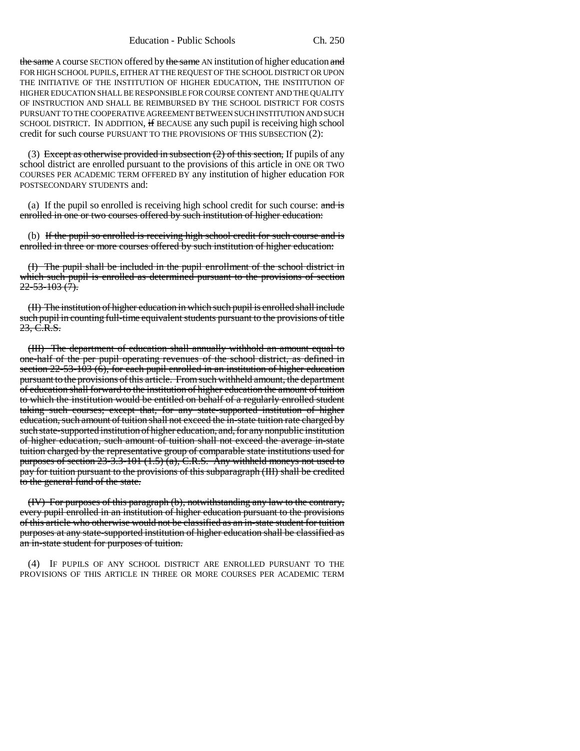~~the same~~ A course SECTION offered by ~~the same~~ AN institution of higher education ~~and~~ FOR HIGH SCHOOL PUPILS, EITHER AT THE REQUEST OF THE SCHOOL DISTRICT OR UPON THE INITIATIVE OF THE INSTITUTION OF HIGHER EDUCATION, THE INSTITUTION OF HIGHER EDUCATION SHALL BE RESPONSIBLE FOR COURSE CONTENT AND THE QUALITY OF INSTRUCTION AND SHALL BE REIMBURSED BY THE SCHOOL DISTRICT FOR COSTS PURSUANT TO THE COOPERATIVE AGREEMENT BETWEEN SUCH INSTITUTION AND SUCH SCHOOL DISTRICT. IN ADDITION, ~~if~~ BECAUSE any such pupil is receiving high school credit for such course PURSUANT TO THE PROVISIONS OF THIS SUBSECTION (2):

(3) ~~Except as otherwise provided in subsection (2) of this section,~~ If pupils of any school district are enrolled pursuant to the provisions of this article in ONE OR TWO COURSES PER ACADEMIC TERM OFFERED BY any institution of higher education FOR POSTSECONDARY STUDENTS and:

(a) If the pupil so enrolled is receiving high school credit for such course: ~~and is enrolled in one or two courses offered by such institution of higher education:~~

(b) ~~If the pupil so enrolled is receiving high school credit for such course and is enrolled in three or more courses offered by such institution of higher education:~~

~~(I) The pupil shall be included in the pupil enrollment of the school district in which such pupil is enrolled as determined pursuant to the provisions of section 22-53-103 (7).~~

~~(II) The institution of higher education in which such pupil is enrolled shall include such pupil in counting full-time equivalent students pursuant to the provisions of title 23, C.R.S.~~

~~(III) The department of education shall annually withhold an amount equal to one-half of the per pupil operating revenues of the school district, as defined in section 22-53-103 (6), for each pupil enrolled in an institution of higher education pursuant to the provisions of this article. From such withheld amount, the department of education shall forward to the institution of higher education the amount of tuition to which the institution would be entitled on behalf of a regularly enrolled student taking such courses; except that, for any state-supported institution of higher education, such amount of tuition shall not exceed the in-state tuition rate charged by such state-supported institution of higher education, and, for any nonpublic institution of higher education, such amount of tuition shall not exceed the average in-state tuition charged by the representative group of comparable state institutions used for purposes of section 23-3.3-101 (1.5) (a), C.R.S. Any withheld moneys not used to pay for tuition pursuant to the provisions of this subparagraph (III) shall be credited to the general fund of the state.~~

~~(IV) For purposes of this paragraph (b), notwithstanding any law to the contrary, every pupil enrolled in an institution of higher education pursuant to the provisions of this article who otherwise would not be classified as an in-state student for tuition purposes at any state-supported institution of higher education shall be classified as an in-state student for purposes of tuition.~~

(4) IF PUPILS OF ANY SCHOOL DISTRICT ARE ENROLLED PURSUANT TO THE PROVISIONS OF THIS ARTICLE IN THREE OR MORE COURSES PER ACADEMIC TERM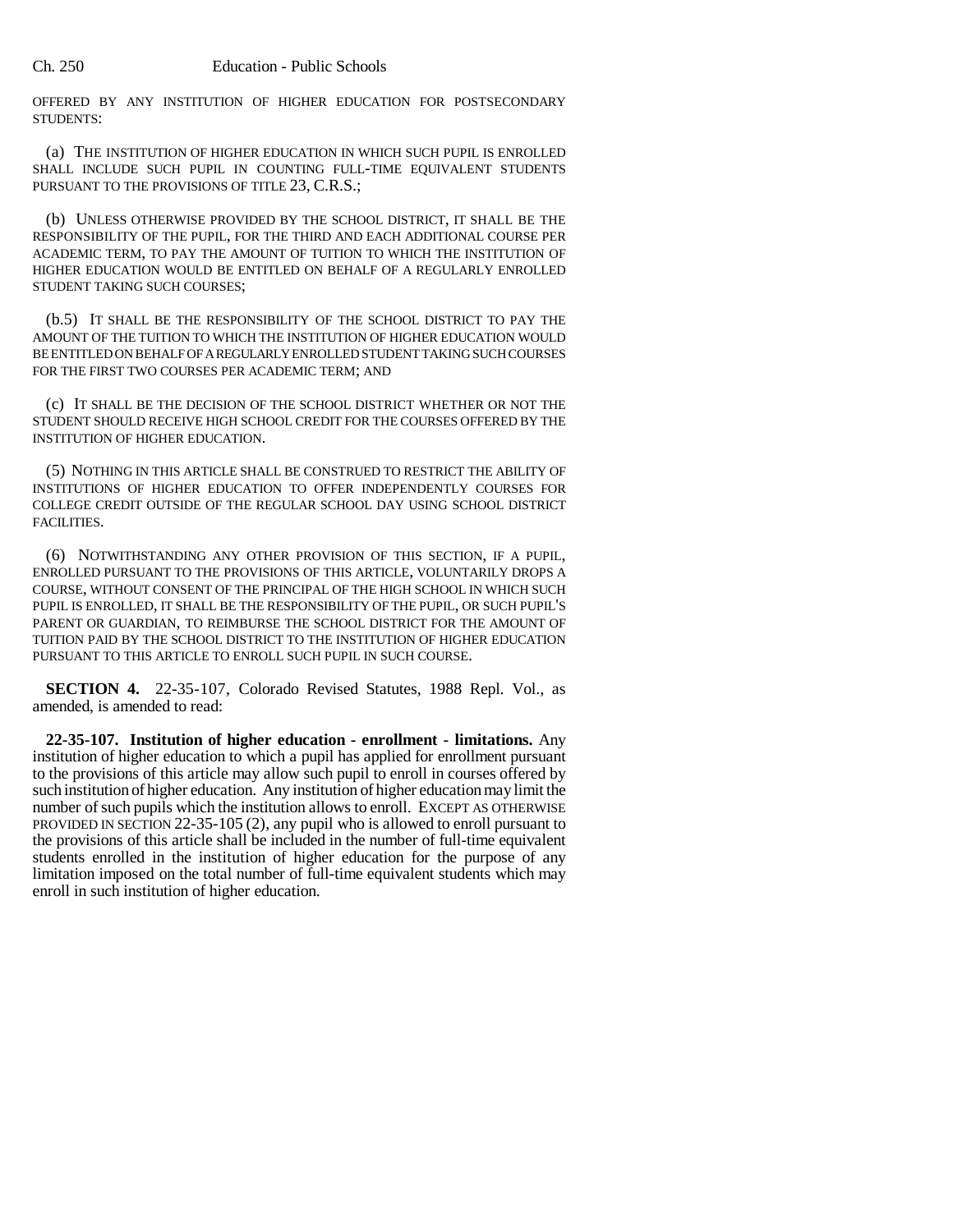OFFERED BY ANY INSTITUTION OF HIGHER EDUCATION FOR POSTSECONDARY STUDENTS:

(a) THE INSTITUTION OF HIGHER EDUCATION IN WHICH SUCH PUPIL IS ENROLLED SHALL INCLUDE SUCH PUPIL IN COUNTING FULL-TIME EQUIVALENT STUDENTS PURSUANT TO THE PROVISIONS OF TITLE 23, C.R.S.;

(b) UNLESS OTHERWISE PROVIDED BY THE SCHOOL DISTRICT, IT SHALL BE THE RESPONSIBILITY OF THE PUPIL, FOR THE THIRD AND EACH ADDITIONAL COURSE PER ACADEMIC TERM, TO PAY THE AMOUNT OF TUITION TO WHICH THE INSTITUTION OF HIGHER EDUCATION WOULD BE ENTITLED ON BEHALF OF A REGULARLY ENROLLED STUDENT TAKING SUCH COURSES;

(b.5) IT SHALL BE THE RESPONSIBILITY OF THE SCHOOL DISTRICT TO PAY THE AMOUNT OF THE TUITION TO WHICH THE INSTITUTION OF HIGHER EDUCATION WOULD BE ENTITLED ON BEHALF OF A REGULARLY ENROLLED STUDENT TAKING SUCH COURSES FOR THE FIRST TWO COURSES PER ACADEMIC TERM; AND

(c) IT SHALL BE THE DECISION OF THE SCHOOL DISTRICT WHETHER OR NOT THE STUDENT SHOULD RECEIVE HIGH SCHOOL CREDIT FOR THE COURSES OFFERED BY THE INSTITUTION OF HIGHER EDUCATION.

(5) NOTHING IN THIS ARTICLE SHALL BE CONSTRUED TO RESTRICT THE ABILITY OF INSTITUTIONS OF HIGHER EDUCATION TO OFFER INDEPENDENTLY COURSES FOR COLLEGE CREDIT OUTSIDE OF THE REGULAR SCHOOL DAY USING SCHOOL DISTRICT FACILITIES.

(6) NOTWITHSTANDING ANY OTHER PROVISION OF THIS SECTION, IF A PUPIL, ENROLLED PURSUANT TO THE PROVISIONS OF THIS ARTICLE, VOLUNTARILY DROPS A COURSE, WITHOUT CONSENT OF THE PRINCIPAL OF THE HIGH SCHOOL IN WHICH SUCH PUPIL IS ENROLLED, IT SHALL BE THE RESPONSIBILITY OF THE PUPIL, OR SUCH PUPIL'S PARENT OR GUARDIAN, TO REIMBURSE THE SCHOOL DISTRICT FOR THE AMOUNT OF TUITION PAID BY THE SCHOOL DISTRICT TO THE INSTITUTION OF HIGHER EDUCATION PURSUANT TO THIS ARTICLE TO ENROLL SUCH PUPIL IN SUCH COURSE.

**SECTION 4.** 22-35-107, Colorado Revised Statutes, 1988 Repl. Vol., as amended, is amended to read:

**22-35-107. Institution of higher education - enrollment - limitations.** Any institution of higher education to which a pupil has applied for enrollment pursuant to the provisions of this article may allow such pupil to enroll in courses offered by such institution of higher education. Any institution of higher education may limit the number of such pupils which the institution allows to enroll. EXCEPT AS OTHERWISE PROVIDED IN SECTION 22-35-105 (2), any pupil who is allowed to enroll pursuant to the provisions of this article shall be included in the number of full-time equivalent students enrolled in the institution of higher education for the purpose of any limitation imposed on the total number of full-time equivalent students which may enroll in such institution of higher education.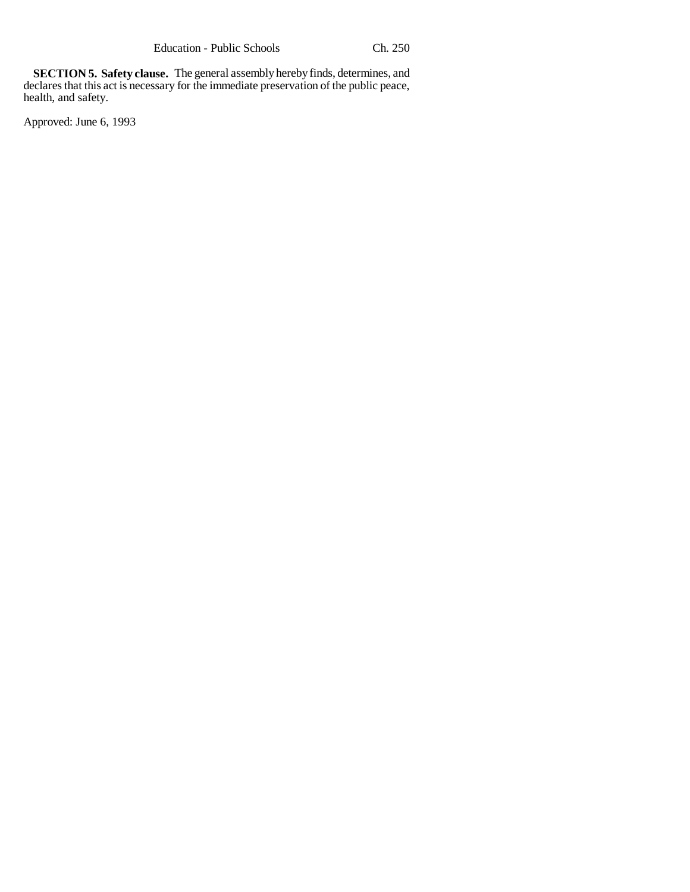**SECTION 5. Safety clause.** The general assembly hereby finds, determines, and declares that this act is necessary for the immediate preservation of the public peace, health, and safety.

Approved: June 6, 1993